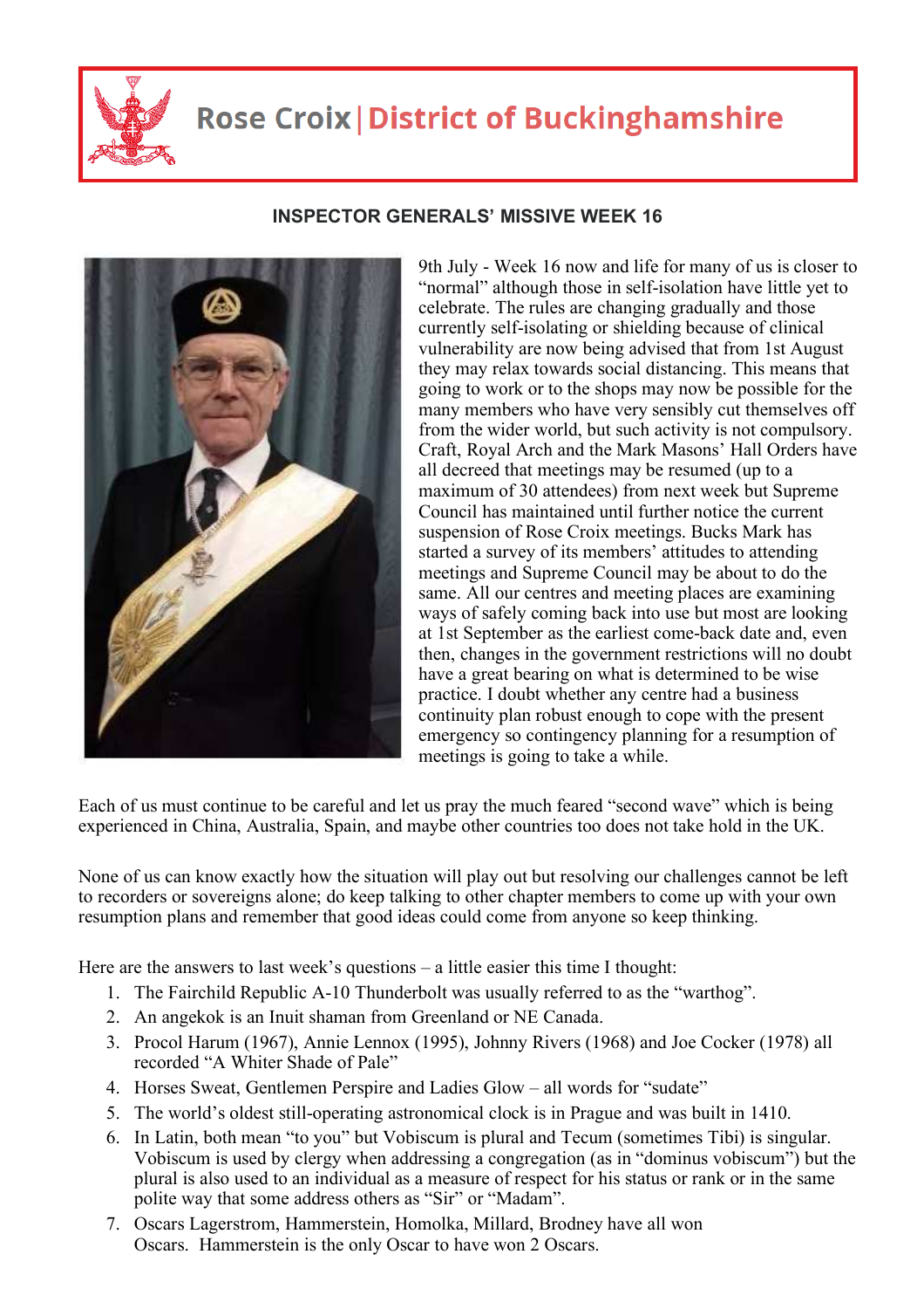# Rose Croix | District of Buckinghamshire

## INSPECTOR GENERALS' MISSIVE WEEK 16

9th July - Week 16 now and life for many of us is closer to "normal" although those in self-isolation have little yet to celebrate. The rules are changing gradually and those currently self-isolating or shielding because of clinical vulnerability are now being advised that from 1st August they may relax towards social distancing. This means that going to work or to the shops may now be possible for the many members who have very sensibly cut themselves off from the wider world, but such activity is not compulsory. Craft, Royal Arch and the Mark Masons' Hall Orders have all decreed that meetings may be resumed (up to a maximum of 30 attendees) from next week but Supreme Council has maintained until further notice the current suspension of Rose Croix meetings. Bucks Mark has started a survey of its members' attitudes to attending meetings and Supreme Council may be about to do the same. All our centres and meeting places are examining ways of safely coming back into use but most are looking at 1st September as the earliest come-back date and, even then, changes in the government restrictions will no doubt have a great bearing on what is determined to be wise practice. I doubt whether any centre had a business continuity plan robust enough to cope with the present emergency so contingency planning for a resumption of meetings is going to take a while.

Each of us must continue to be careful and let us pray the much feared "second wave" which is being experienced in China, Australia, Spain, and maybe other countries too does not take hold in the UK.

None of us can know exactly how the situation will play out but resolving our challenges cannot be left to recorders or sovereigns alone; do keep talking to other chapter members to come up with your own resumption plans and remember that good ideas could come from anyone so keep thinking.

Here are the answers to last week's questions – a little easier this time I thought:

1. The Fairchild Republic A-10 Thunderbolt was usually referred to as the "warthog".
2. An angekok is an Inuit shaman from Greenland or NE Canada.
3. Procol Harum (1967), Annie Lennox (1995), Johnny Rivers (1968) and Joe Cocker (1978) all recorded "A Whiter Shade of Pale"
4. Horses Sweat, Gentlemen Perspire and Ladies Glow – all words for "sudate"
5. The world's oldest still-operating astronomical clock is in Prague and was built in 1410.
6. In Latin, both mean "to you" but Vobiscum is plural and Tecum (sometimes Tibi) is singular. Vobiscum is used by clergy when addressing a congregation (as in "dominus vobiscum") but the plural is also used to an individual as a measure of respect for his status or rank or in the same polite way that some address others as "Sir" or "Madam".
7. Oscars Lagerstrom, Hammerstein, Homolka, Millard, Brodney have all won Oscars. Hammerstein is the only Oscar to have won 2 Oscars.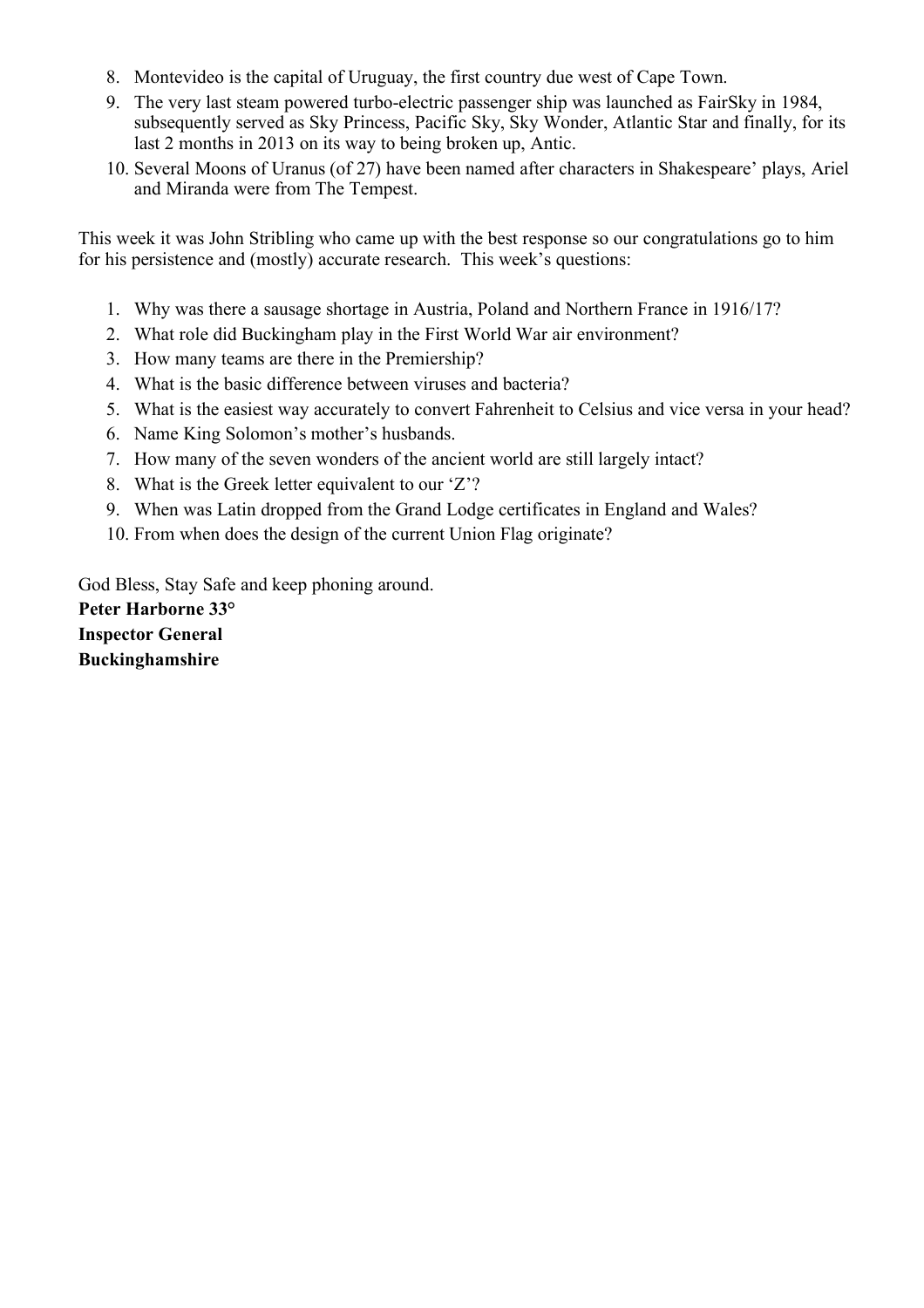8. Montevideo is the capital of Uruguay, the first country due west of Cape Town.
9. The very last steam powered turbo-electric passenger ship was launched as FairSky in 1984, subsequently served as Sky Princess, Pacific Sky, Sky Wonder, Atlantic Star and finally, for its last 2 months in 2013 on its way to being broken up, Antic.
10. Several Moons of Uranus (of 27) have been named after characters in Shakespeare' plays, Ariel and Miranda were from The Tempest.

This week it was John Stribling who came up with the best response so our congratulations go to him for his persistence and (mostly) accurate research. This week's questions:

1. Why was there a sausage shortage in Austria, Poland and Northern France in 1916/17?
2. What role did Buckingham play in the First World War air environment?
3. How many teams are there in the Premiership?
4. What is the basic difference between viruses and bacteria?
5. What is the easiest way accurately to convert Fahrenheit to Celsius and vice versa in your head?
6. Name King Solomon's mother's husbands.
7. How many of the seven wonders of the ancient world are still largely intact?
8. What is the Greek letter equivalent to our 'Z'?
9. When was Latin dropped from the Grand Lodge certificates in England and Wales?
10. From when does the design of the current Union Flag originate?

God Bless, Stay Safe and keep phoning around.

**Peter Harborne 33°**
**Inspector General**
**Buckinghamshire**